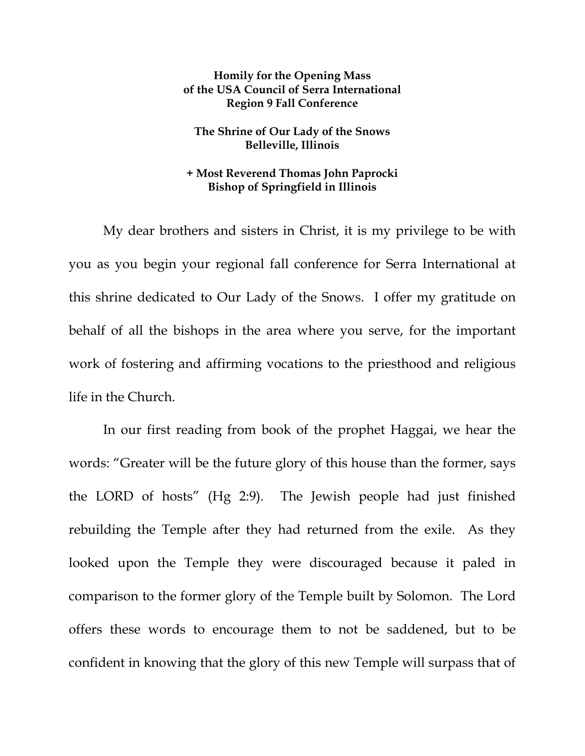**Homily for the Opening Mass**
**of the USA Council of Serra International**
**Region 9 Fall Conference**

**The Shrine of Our Lady of the Snows**
**Belleville, Illinois**

**+ Most Reverend Thomas John Paprocki**
**Bishop of Springfield in Illinois**

My dear brothers and sisters in Christ, it is my privilege to be with you as you begin your regional fall conference for Serra International at this shrine dedicated to Our Lady of the Snows. I offer my gratitude on behalf of all the bishops in the area where you serve, for the important work of fostering and affirming vocations to the priesthood and religious life in the Church.

In our first reading from book of the prophet Haggai, we hear the words: "Greater will be the future glory of this house than the former, says the LORD of hosts" (Hg 2:9). The Jewish people had just finished rebuilding the Temple after they had returned from the exile. As they looked upon the Temple they were discouraged because it paled in comparison to the former glory of the Temple built by Solomon. The Lord offers these words to encourage them to not be saddened, but to be confident in knowing that the glory of this new Temple will surpass that of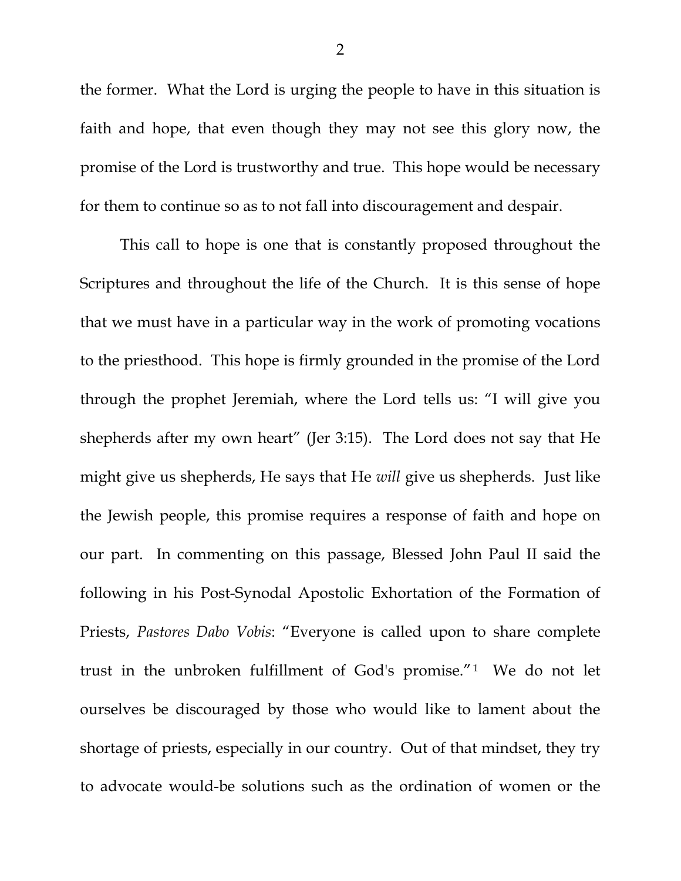the former. What the Lord is urging the people to have in this situation is faith and hope, that even though they may not see this glory now, the promise of the Lord is trustworthy and true. This hope would be necessary for them to continue so as to not fall into discouragement and despair.

This call to hope is one that is constantly proposed throughout the Scriptures and throughout the life of the Church. It is this sense of hope that we must have in a particular way in the work of promoting vocations to the priesthood. This hope is firmly grounded in the promise of the Lord through the prophet Jeremiah, where the Lord tells us: "I will give you shepherds after my own heart" (Jer 3:15). The Lord does not say that He might give us shepherds, He says that He *will* give us shepherds. Just like the Jewish people, this promise requires a response of faith and hope on our part. In commenting on this passage, Blessed John Paul II said the following in his Post-Synodal Apostolic Exhortation of the Formation of Priests, *Pastores Dabo Vobis*: "Everyone is called upon to share complete trust in the unbroken fulfillment of God's promise."[1] We do not let ourselves be discouraged by those who would like to lament about the shortage of priests, especially in our country. Out of that mindset, they try to advocate would-be solutions such as the ordination of women or the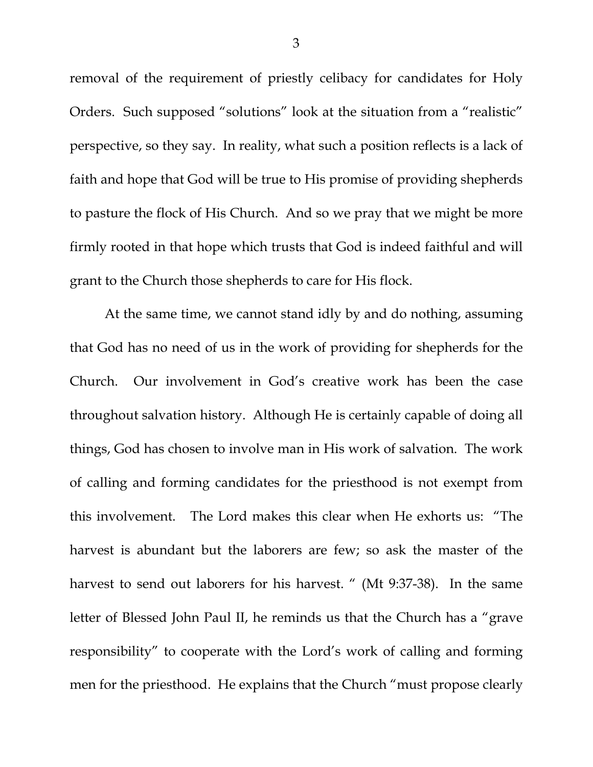removal of the requirement of priestly celibacy for candidates for Holy Orders. Such supposed "solutions" look at the situation from a "realistic" perspective, so they say. In reality, what such a position reflects is a lack of faith and hope that God will be true to His promise of providing shepherds to pasture the flock of His Church. And so we pray that we might be more firmly rooted in that hope which trusts that God is indeed faithful and will grant to the Church those shepherds to care for His flock.

At the same time, we cannot stand idly by and do nothing, assuming that God has no need of us in the work of providing for shepherds for the Church. Our involvement in God's creative work has been the case throughout salvation history. Although He is certainly capable of doing all things, God has chosen to involve man in His work of salvation. The work of calling and forming candidates for the priesthood is not exempt from this involvement. The Lord makes this clear when He exhorts us: "The harvest is abundant but the laborers are few; so ask the master of the harvest to send out laborers for his harvest. " (Mt 9:37-38). In the same letter of Blessed John Paul II, he reminds us that the Church has a "grave responsibility" to cooperate with the Lord's work of calling and forming men for the priesthood. He explains that the Church "must propose clearly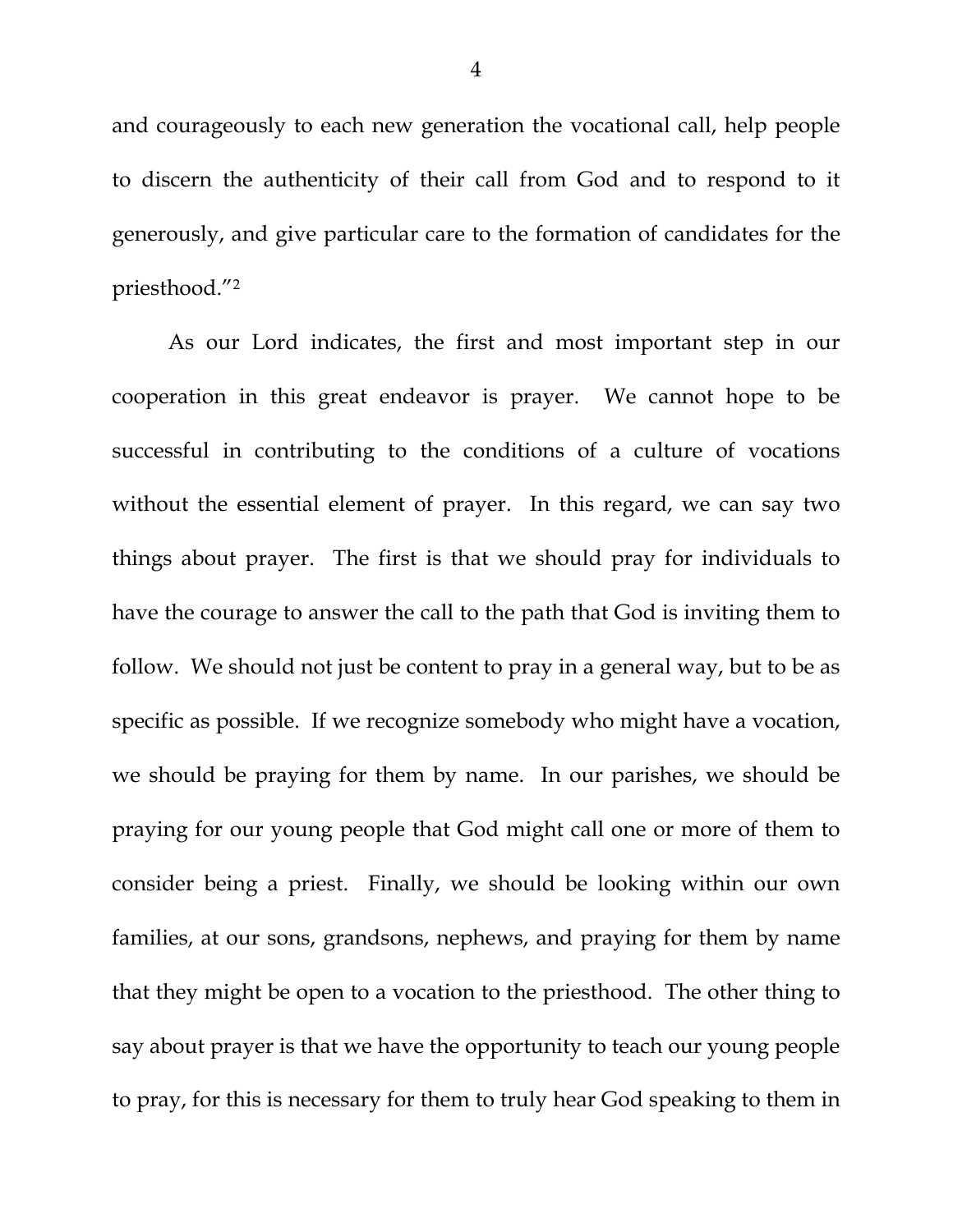and courageously to each new generation the vocational call, help people to discern the authenticity of their call from God and to respond to it generously, and give particular care to the formation of candidates for the priesthood."[2]

As our Lord indicates, the first and most important step in our cooperation in this great endeavor is prayer. We cannot hope to be successful in contributing to the conditions of a culture of vocations without the essential element of prayer. In this regard, we can say two things about prayer. The first is that we should pray for individuals to have the courage to answer the call to the path that God is inviting them to follow. We should not just be content to pray in a general way, but to be as specific as possible. If we recognize somebody who might have a vocation, we should be praying for them by name. In our parishes, we should be praying for our young people that God might call one or more of them to consider being a priest. Finally, we should be looking within our own families, at our sons, grandsons, nephews, and praying for them by name that they might be open to a vocation to the priesthood. The other thing to say about prayer is that we have the opportunity to teach our young people to pray, for this is necessary for them to truly hear God speaking to them in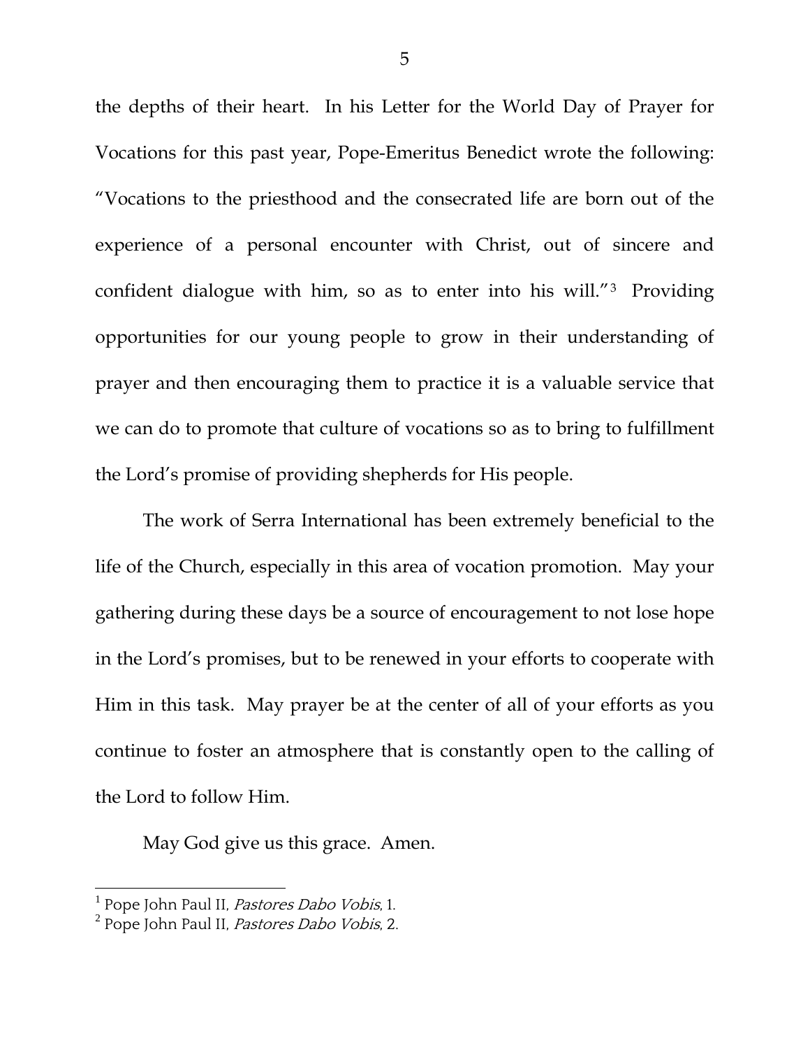the depths of their heart. In his Letter for the World Day of Prayer for Vocations for this past year, Pope-Emeritus Benedict wrote the following: "Vocations to the priesthood and the consecrated life are born out of the experience of a personal encounter with Christ, out of sincere and confident dialogue with him, so as to enter into his will."[3] Providing opportunities for our young people to grow in their understanding of prayer and then encouraging them to practice it is a valuable service that we can do to promote that culture of vocations so as to bring to fulfillment the Lord's promise of providing shepherds for His people.

The work of Serra International has been extremely beneficial to the life of the Church, especially in this area of vocation promotion. May your gathering during these days be a source of encouragement to not lose hope in the Lord's promises, but to be renewed in your efforts to cooperate with Him in this task. May prayer be at the center of all of your efforts as you continue to foster an atmosphere that is constantly open to the calling of the Lord to follow Him.

May God give us this grace. Amen.

---

[1] Pope John Paul II, *Pastores Dabo Vobis*, 1.

[2] Pope John Paul II, *Pastores Dabo Vobis*, 2.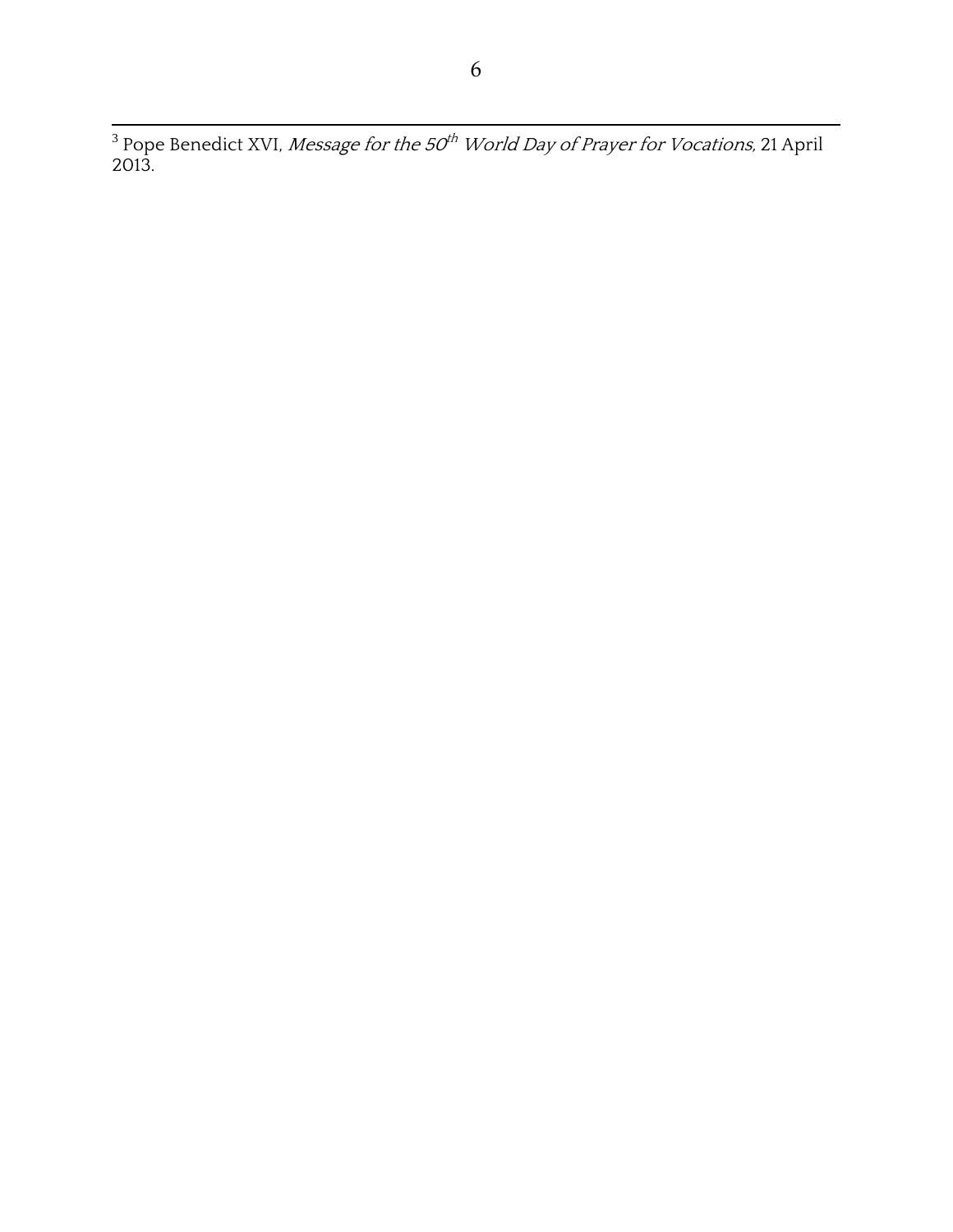[3] Pope Benedict XVI, *Message for the 50th World Day of Prayer for Vocations*, 21 April 2013.